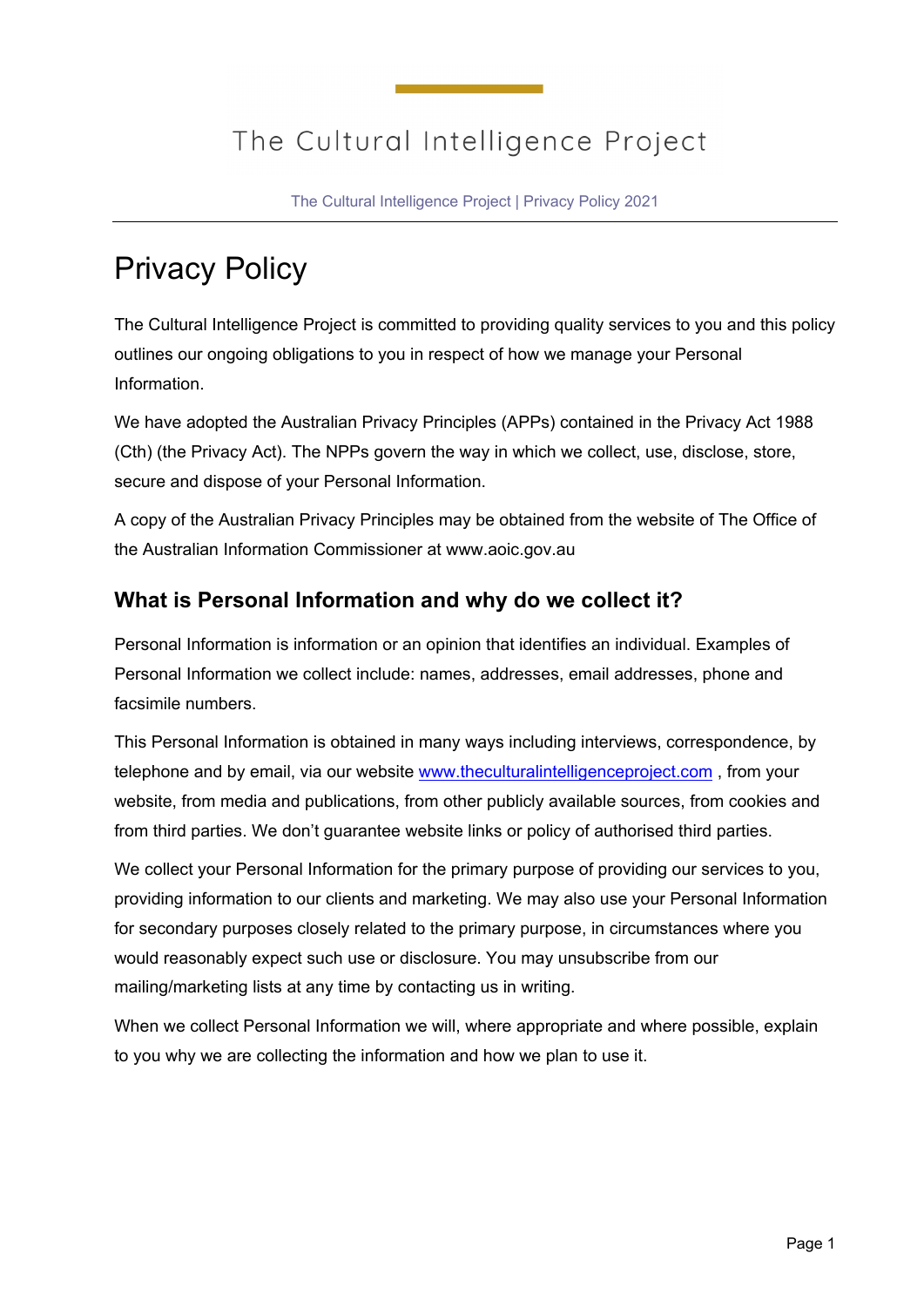# Privacy Policy

The Cultural Intelligence Project is committed to providing quality services to you and this policy outlines our ongoing obligations to you in respect of how we manage your Personal Information.

We have adopted the Australian Privacy Principles (APPs) contained in the Privacy Act 1988 (Cth) (the Privacy Act). The NPPs govern the way in which we collect, use, disclose, store, secure and dispose of your Personal Information.

A copy of the Australian Privacy Principles may be obtained from the website of The Office of the Australian Information Commissioner at www.aoic.gov.au

## What is Personal Information and why do we collect it?

Personal Information is information or an opinion that identifies an individual. Examples of Personal Information we collect include: names, addresses, email addresses, phone and facsimile numbers.

This Personal Information is obtained in many ways including interviews, correspondence, by telephone and by email, via our website [www.theculturalintelligenceproject.com](http://www.theculturalintelligenceproject.com) , from your website, from media and publications, from other publicly available sources, from cookies and from third parties. We don't guarantee website links or policy of authorised third parties.

We collect your Personal Information for the primary purpose of providing our services to you, providing information to our clients and marketing. We may also use your Personal Information for secondary purposes closely related to the primary purpose, in circumstances where you would reasonably expect such use or disclosure. You may unsubscribe from our mailing/marketing lists at any time by contacting us in writing.

When we collect Personal Information we will, where appropriate and where possible, explain to you why we are collecting the information and how we plan to use it.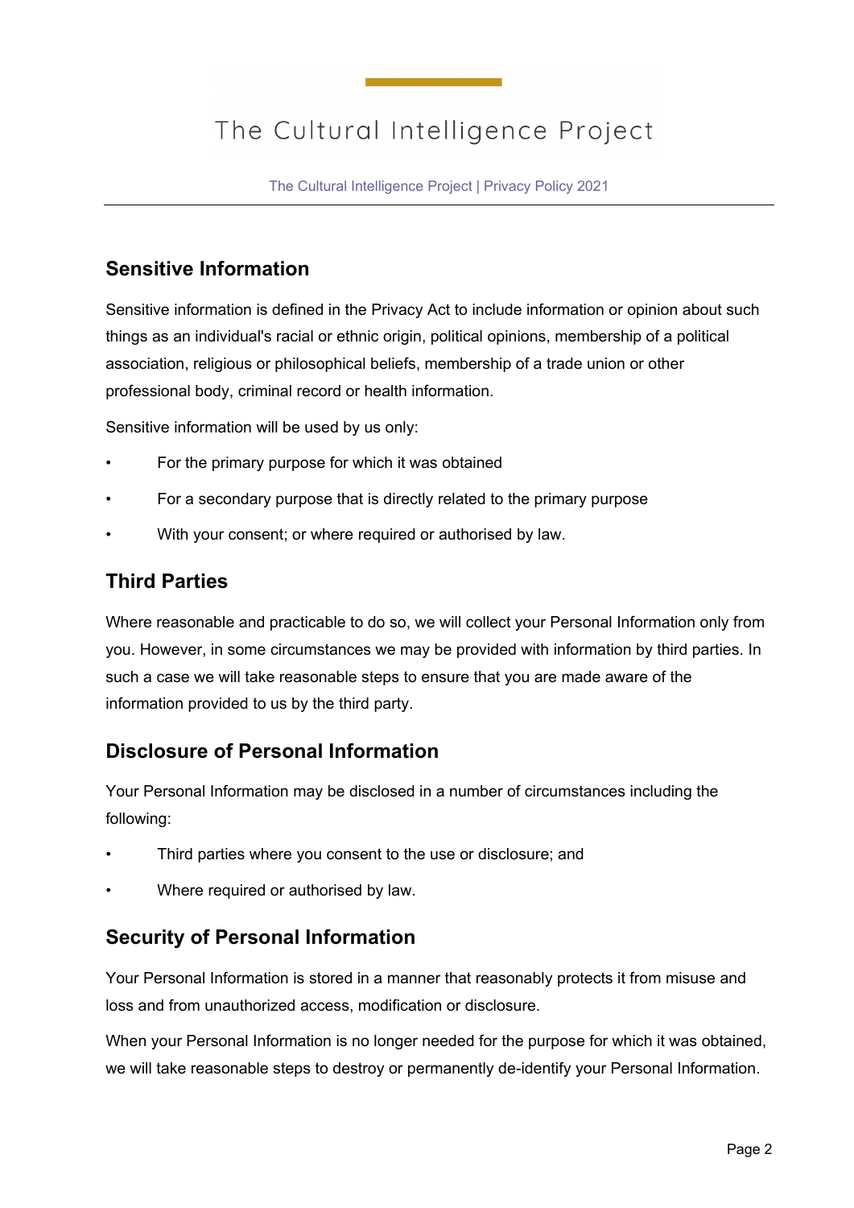## Sensitive Information

Sensitive information is defined in the Privacy Act to include information or opinion about such things as an individual's racial or ethnic origin, political opinions, membership of a political association, religious or philosophical beliefs, membership of a trade union or other professional body, criminal record or health information.

Sensitive information will be used by us only:

- For the primary purpose for which it was obtained
- For a secondary purpose that is directly related to the primary purpose
- With your consent; or where required or authorised by law.

## Third Parties

Where reasonable and practicable to do so, we will collect your Personal Information only from you. However, in some circumstances we may be provided with information by third parties. In such a case we will take reasonable steps to ensure that you are made aware of the information provided to us by the third party.

## Disclosure of Personal Information

Your Personal Information may be disclosed in a number of circumstances including the following:

- Third parties where you consent to the use or disclosure; and
- Where required or authorised by law.

## Security of Personal Information

Your Personal Information is stored in a manner that reasonably protects it from misuse and loss and from unauthorized access, modification or disclosure.

When your Personal Information is no longer needed for the purpose for which it was obtained, we will take reasonable steps to destroy or permanently de-identify your Personal Information.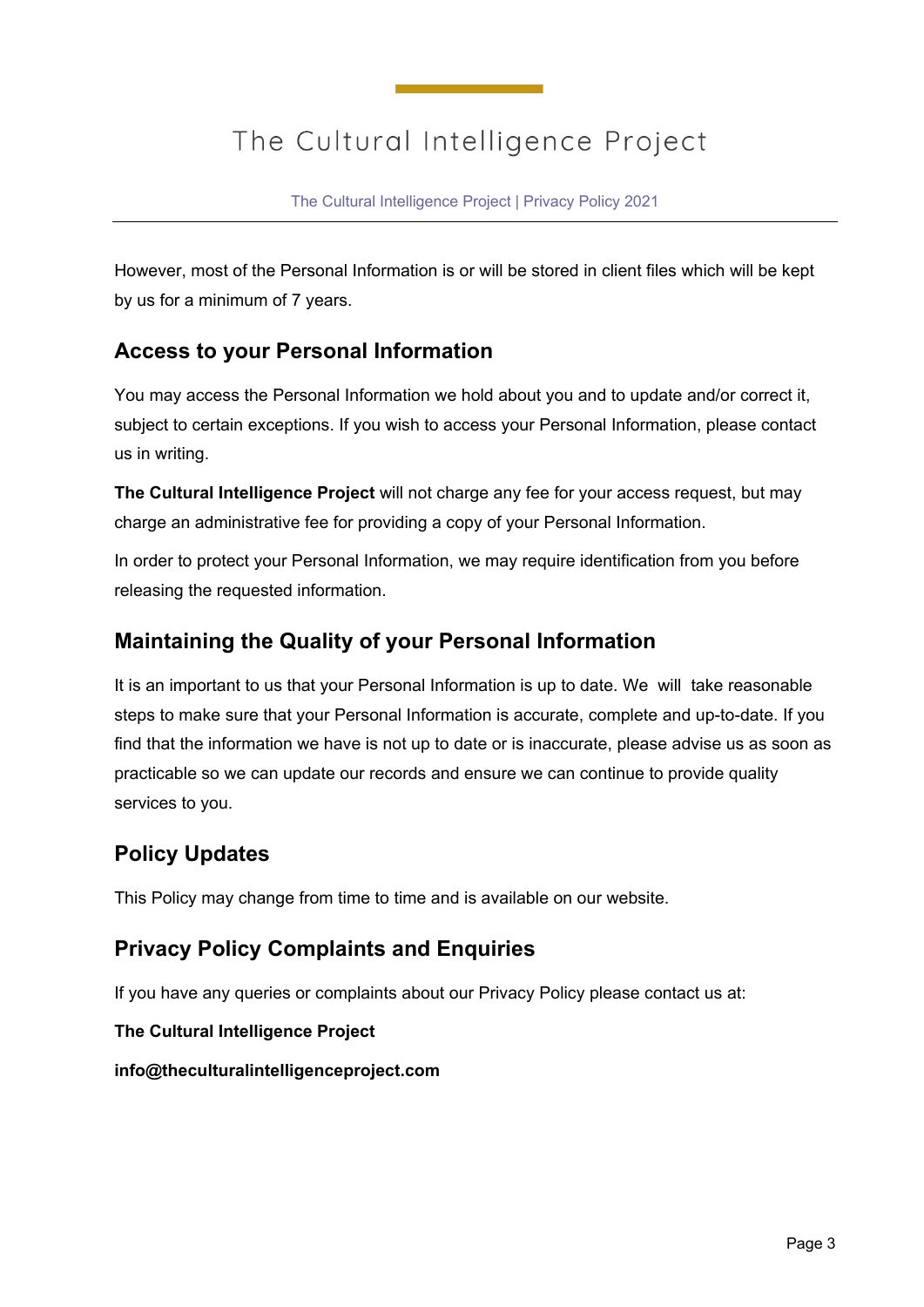However, most of the Personal Information is or will be stored in client files which will be kept by us for a minimum of 7 years.

## Access to your Personal Information

You may access the Personal Information we hold about you and to update and/or correct it, subject to certain exceptions. If you wish to access your Personal Information, please contact us in writing.

**The Cultural Intelligence Project** will not charge any fee for your access request, but may charge an administrative fee for providing a copy of your Personal Information.

In order to protect your Personal Information, we may require identification from you before releasing the requested information.

## Maintaining the Quality of your Personal Information

It is an important to us that your Personal Information is up to date. We will take reasonable steps to make sure that your Personal Information is accurate, complete and up-to-date. If you find that the information we have is not up to date or is inaccurate, please advise us as soon as practicable so we can update our records and ensure we can continue to provide quality services to you.

## Policy Updates

This Policy may change from time to time and is available on our website.

## Privacy Policy Complaints and Enquiries

If you have any queries or complaints about our Privacy Policy please contact us at:

**The Cultural Intelligence Project**

**info@theculturalintelligenceproject.com**